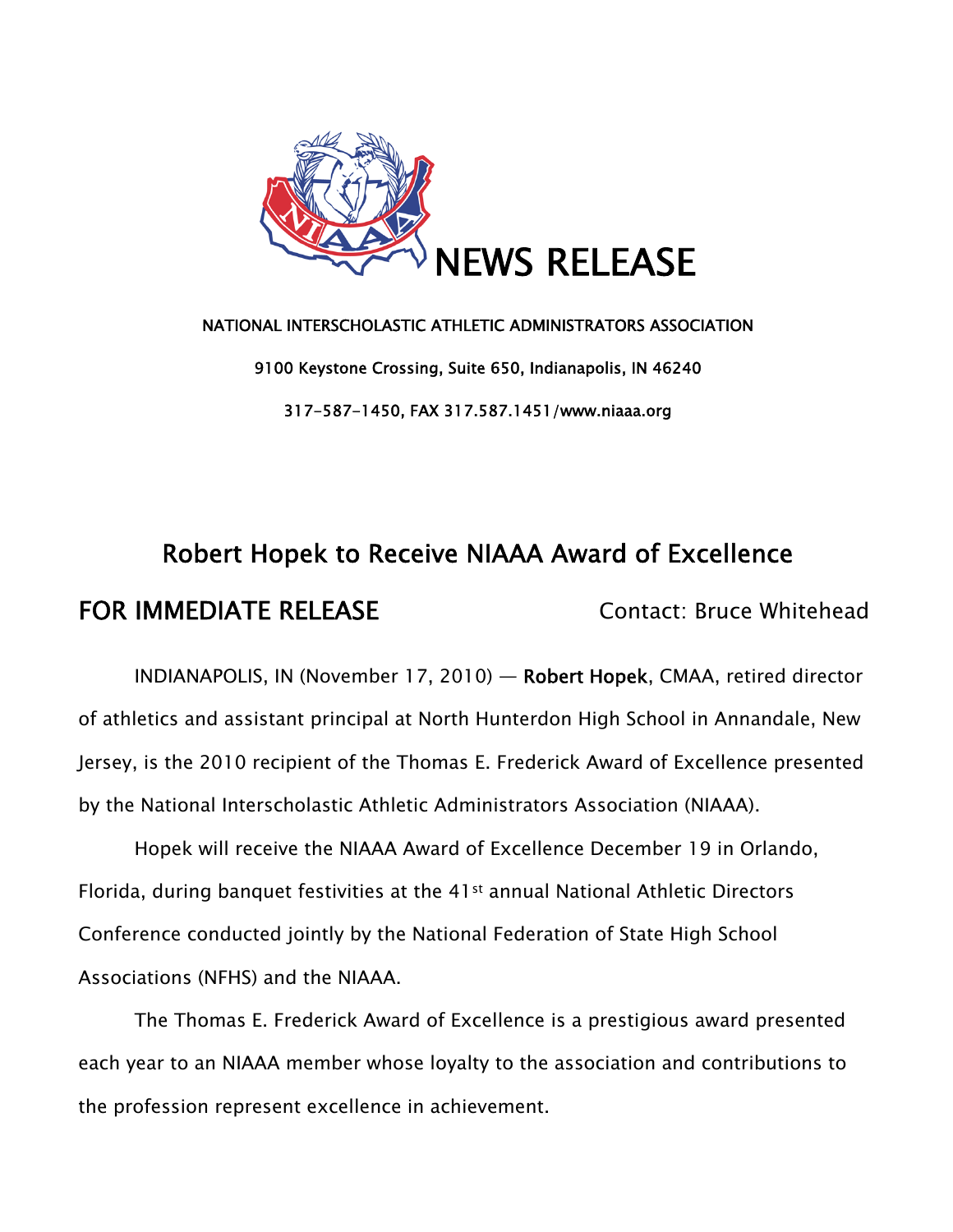# NEWS RELEASE

**NATIONAL INTERSCHOLASTIC ATHLETIC ADMINISTRATORS ASSOCIATION**

**9100 Keystone Crossing, Suite 650, Indianapolis, IN 46240**

**317-587-1450, FAX 317.587.1451/www.niaaa.org**

## Robert Hopek to Receive NIAAA Award of Excellence

**FOR IMMEDIATE RELEASE** Contact: Bruce Whitehead

INDIANAPOLIS, IN (November 17, 2010) — **Robert Hopek**, CMAA, retired director of athletics and assistant principal at North Hunterdon High School in Annandale, New Jersey, is the 2010 recipient of the Thomas E. Frederick Award of Excellence presented by the National Interscholastic Athletic Administrators Association (NIAAA).

Hopek will receive the NIAAA Award of Excellence December 19 in Orlando, Florida, during banquet festivities at the 41st annual National Athletic Directors Conference conducted jointly by the National Federation of State High School Associations (NFHS) and the NIAAA.

The Thomas E. Frederick Award of Excellence is a prestigious award presented each year to an NIAAA member whose loyalty to the association and contributions to the profession represent excellence in achievement.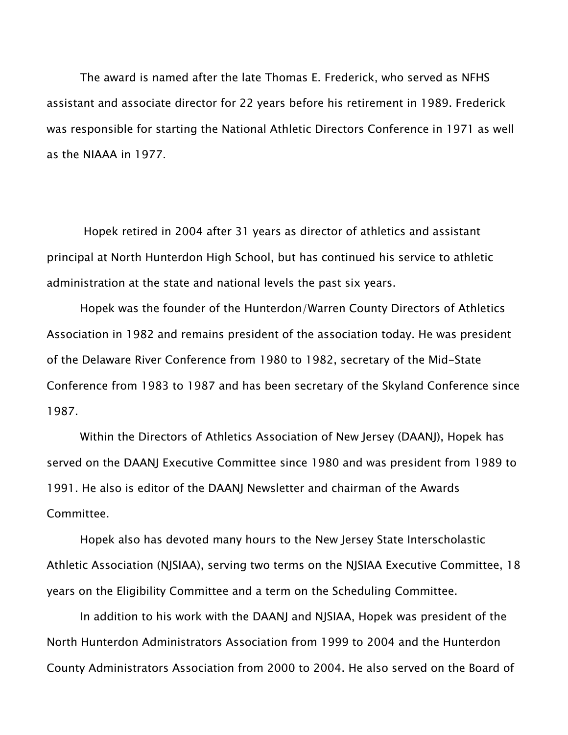The award is named after the late Thomas E. Frederick, who served as NFHS assistant and associate director for 22 years before his retirement in 1989. Frederick was responsible for starting the National Athletic Directors Conference in 1971 as well as the NIAAA in 1977.

Hopek retired in 2004 after 31 years as director of athletics and assistant principal at North Hunterdon High School, but has continued his service to athletic administration at the state and national levels the past six years.

Hopek was the founder of the Hunterdon/Warren County Directors of Athletics Association in 1982 and remains president of the association today. He was president of the Delaware River Conference from 1980 to 1982, secretary of the Mid-State Conference from 1983 to 1987 and has been secretary of the Skyland Conference since 1987.

Within the Directors of Athletics Association of New Jersey (DAANJ), Hopek has served on the DAANJ Executive Committee since 1980 and was president from 1989 to 1991. He also is editor of the DAANJ Newsletter and chairman of the Awards Committee.

Hopek also has devoted many hours to the New Jersey State Interscholastic Athletic Association (NJSIAA), serving two terms on the NJSIAA Executive Committee, 18 years on the Eligibility Committee and a term on the Scheduling Committee.

In addition to his work with the DAANJ and NJSIAA, Hopek was president of the North Hunterdon Administrators Association from 1999 to 2004 and the Hunterdon County Administrators Association from 2000 to 2004. He also served on the Board of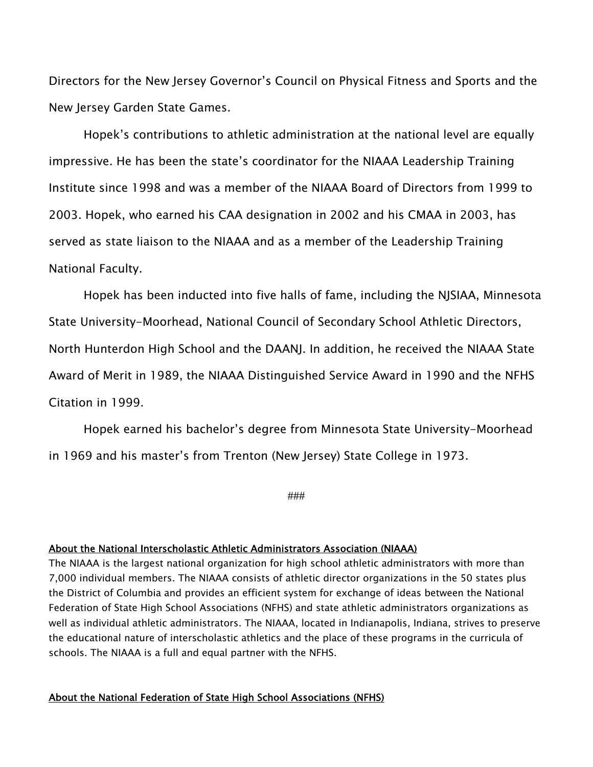Directors for the New Jersey Governor's Council on Physical Fitness and Sports and the New Jersey Garden State Games.

Hopek's contributions to athletic administration at the national level are equally impressive. He has been the state's coordinator for the NIAAA Leadership Training Institute since 1998 and was a member of the NIAAA Board of Directors from 1999 to 2003. Hopek, who earned his CAA designation in 2002 and his CMAA in 2003, has served as state liaison to the NIAAA and as a member of the Leadership Training National Faculty.

Hopek has been inducted into five halls of fame, including the NJSIAA, Minnesota State University-Moorhead, National Council of Secondary School Athletic Directors, North Hunterdon High School and the DAANJ. In addition, he received the NIAAA State Award of Merit in 1989, the NIAAA Distinguished Service Award in 1990 and the NFHS Citation in 1999.

Hopek earned his bachelor's degree from Minnesota State University-Moorhead in 1969 and his master's from Trenton (New Jersey) State College in 1973.

###

**About the National Interscholastic Athletic Administrators Association (NIAAA)**

The NIAAA is the largest national organization for high school athletic administrators with more than 7,000 individual members. The NIAAA consists of athletic director organizations in the 50 states plus the District of Columbia and provides an efficient system for exchange of ideas between the National Federation of State High School Associations (NFHS) and state athletic administrators organizations as well as individual athletic administrators. The NIAAA, located in Indianapolis, Indiana, strives to preserve the educational nature of interscholastic athletics and the place of these programs in the curricula of schools. The NIAAA is a full and equal partner with the NFHS.

**About the National Federation of State High School Associations (NFHS)**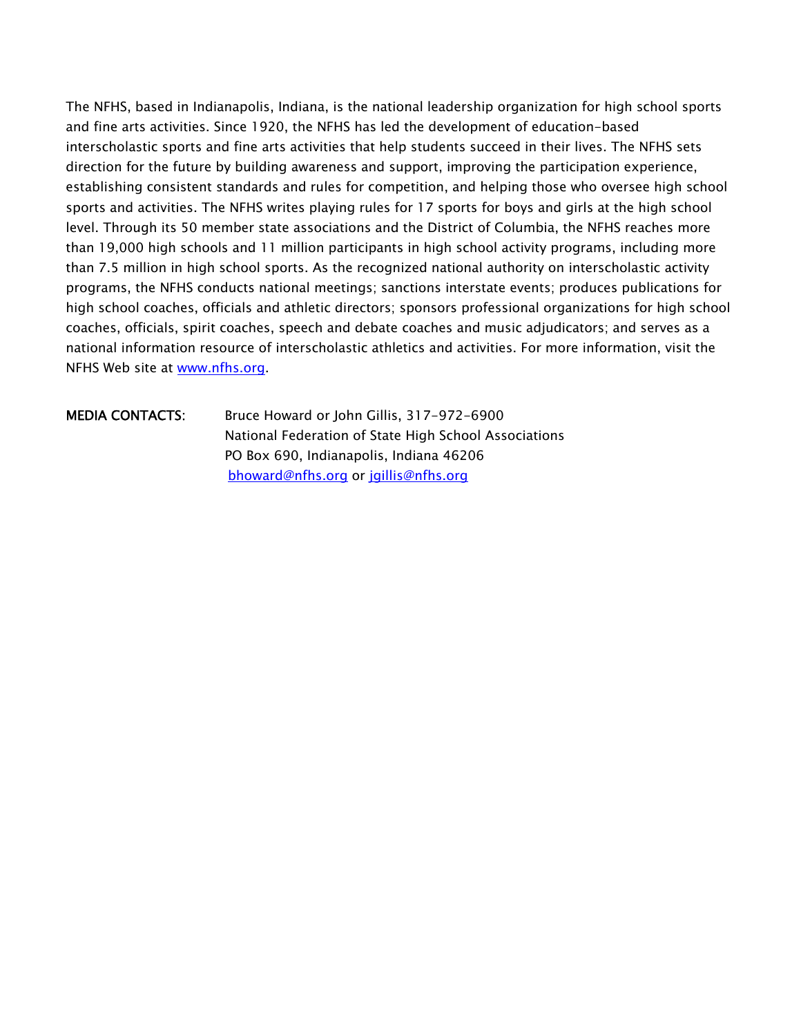The NFHS, based in Indianapolis, Indiana, is the national leadership organization for high school sports and fine arts activities. Since 1920, the NFHS has led the development of education-based interscholastic sports and fine arts activities that help students succeed in their lives. The NFHS sets direction for the future by building awareness and support, improving the participation experience, establishing consistent standards and rules for competition, and helping those who oversee high school sports and activities. The NFHS writes playing rules for 17 sports for boys and girls at the high school level. Through its 50 member state associations and the District of Columbia, the NFHS reaches more than 19,000 high schools and 11 million participants in high school activity programs, including more than 7.5 million in high school sports. As the recognized national authority on interscholastic activity programs, the NFHS conducts national meetings; sanctions interstate events; produces publications for high school coaches, officials and athletic directors; sponsors professional organizations for high school coaches, officials, spirit coaches, speech and debate coaches and music adjudicators; and serves as a national information resource of interscholastic athletics and activities. For more information, visit the NFHS Web site at www.nfhs.org.

**MEDIA CONTACTS**: Bruce Howard or John Gillis, 317-972-6900
National Federation of State High School Associations
PO Box 690, Indianapolis, Indiana 46206
bhoward@nfhs.org or jgillis@nfhs.org